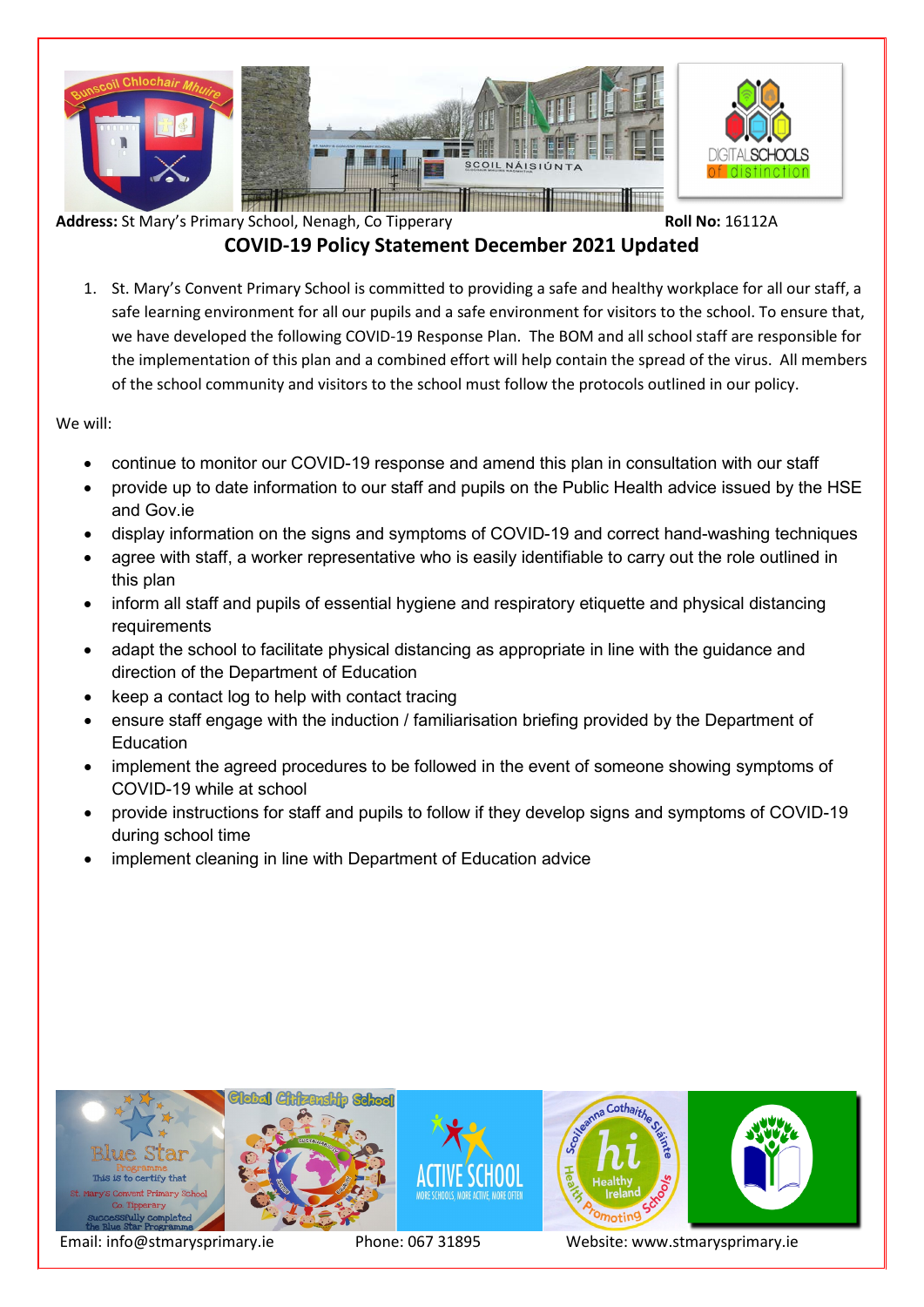**Address:** St Mary's Primary School, Nenagh, Co Tipperary **Roll No:** 16112A

# COVID-19 Policy Statement December 2021 Updated

1. St. Mary's Convent Primary School is committed to providing a safe and healthy workplace for all our staff, a safe learning environment for all our pupils and a safe environment for visitors to the school. To ensure that, we have developed the following COVID-19 Response Plan. The BOM and all school staff are responsible for the implementation of this plan and a combined effort will help contain the spread of the virus. All members of the school community and visitors to the school must follow the protocols outlined in our policy.

We will:

- continue to monitor our COVID-19 response and amend this plan in consultation with our staff
- provide up to date information to our staff and pupils on the Public Health advice issued by the HSE and Gov.ie
- display information on the signs and symptoms of COVID-19 and correct hand-washing techniques
- agree with staff, a worker representative who is easily identifiable to carry out the role outlined in this plan
- inform all staff and pupils of essential hygiene and respiratory etiquette and physical distancing requirements
- adapt the school to facilitate physical distancing as appropriate in line with the guidance and direction of the Department of Education
- keep a contact log to help with contact tracing
- ensure staff engage with the induction / familiarisation briefing provided by the Department of Education
- implement the agreed procedures to be followed in the event of someone showing symptoms of COVID-19 while at school
- provide instructions for staff and pupils to follow if they develop signs and symptoms of COVID-19 during school time
- implement cleaning in line with Department of Education advice

Email: info@stmarysprimary.ie Phone: 067 31895 Website: www.stmarysprimary.ie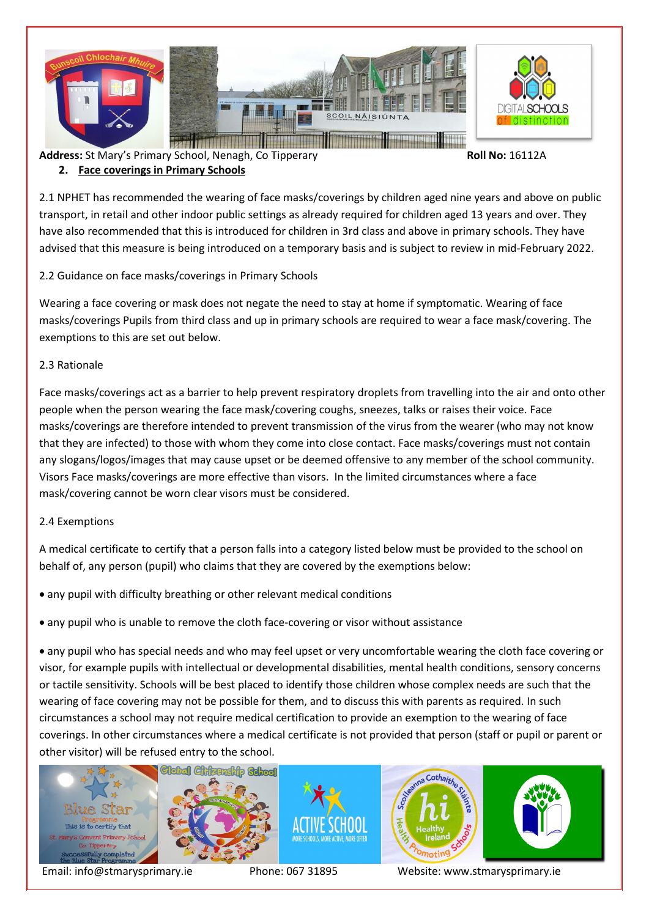## 2. Face coverings in Primary Schools

2.1 NPHET has recommended the wearing of face masks/coverings by children aged nine years and above on public transport, in retail and other indoor public settings as already required for children aged 13 years and over. They have also recommended that this is introduced for children in 3rd class and above in primary schools. They have advised that this measure is being introduced on a temporary basis and is subject to review in mid-February 2022.

2.2 Guidance on face masks/coverings in Primary Schools

Wearing a face covering or mask does not negate the need to stay at home if symptomatic. Wearing of face masks/coverings Pupils from third class and up in primary schools are required to wear a face mask/covering. The exemptions to this are set out below.

2.3 Rationale

Face masks/coverings act as a barrier to help prevent respiratory droplets from travelling into the air and onto other people when the person wearing the face mask/covering coughs, sneezes, talks or raises their voice. Face masks/coverings are therefore intended to prevent transmission of the virus from the wearer (who may not know that they are infected) to those with whom they come into close contact. Face masks/coverings must not contain any slogans/logos/images that may cause upset or be deemed offensive to any member of the school community. Visors Face masks/coverings are more effective than visors. In the limited circumstances where a face mask/covering cannot be worn clear visors must be considered.

2.4 Exemptions

A medical certificate to certify that a person falls into a category listed below must be provided to the school on behalf of, any person (pupil) who claims that they are covered by the exemptions below:

- any pupil with difficulty breathing or other relevant medical conditions
- any pupil who is unable to remove the cloth face-covering or visor without assistance
- any pupil who has special needs and who may feel upset or very uncomfortable wearing the cloth face covering or visor, for example pupils with intellectual or developmental disabilities, mental health conditions, sensory concerns or tactile sensitivity. Schools will be best placed to identify those children whose complex needs are such that the wearing of face covering may not be possible for them, and to discuss this with parents as required. In such circumstances a school may not require medical certification to provide an exemption to the wearing of face coverings. In other circumstances where a medical certificate is not provided that person (staff or pupil or parent or other visitor) will be refused entry to the school.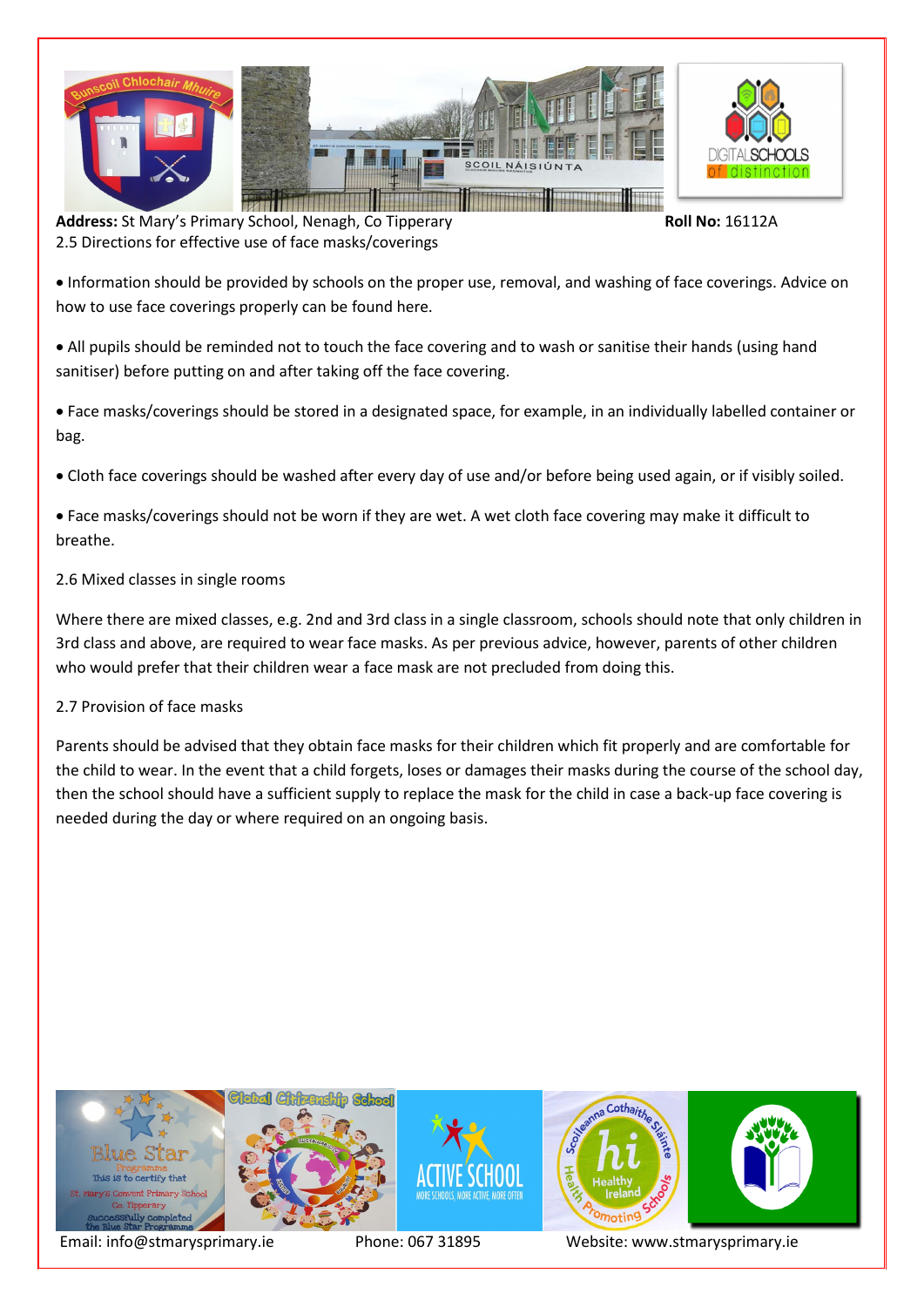2.5 Directions for effective use of face masks/coverings

- Information should be provided by schools on the proper use, removal, and washing of face coverings. Advice on how to use face coverings properly can be found here.
- All pupils should be reminded not to touch the face covering and to wash or sanitise their hands (using hand sanitiser) before putting on and after taking off the face covering.
- Face masks/coverings should be stored in a designated space, for example, in an individually labelled container or bag.
- Cloth face coverings should be washed after every day of use and/or before being used again, or if visibly soiled.
- Face masks/coverings should not be worn if they are wet. A wet cloth face covering may make it difficult to breathe.

2.6 Mixed classes in single rooms

Where there are mixed classes, e.g. 2nd and 3rd class in a single classroom, schools should note that only children in 3rd class and above, are required to wear face masks. As per previous advice, however, parents of other children who would prefer that their children wear a face mask are not precluded from doing this.

2.7 Provision of face masks

Parents should be advised that they obtain face masks for their children which fit properly and are comfortable for the child to wear. In the event that a child forgets, loses or damages their masks during the course of the school day, then the school should have a sufficient supply to replace the mask for the child in case a back-up face covering is needed during the day or where required on an ongoing basis.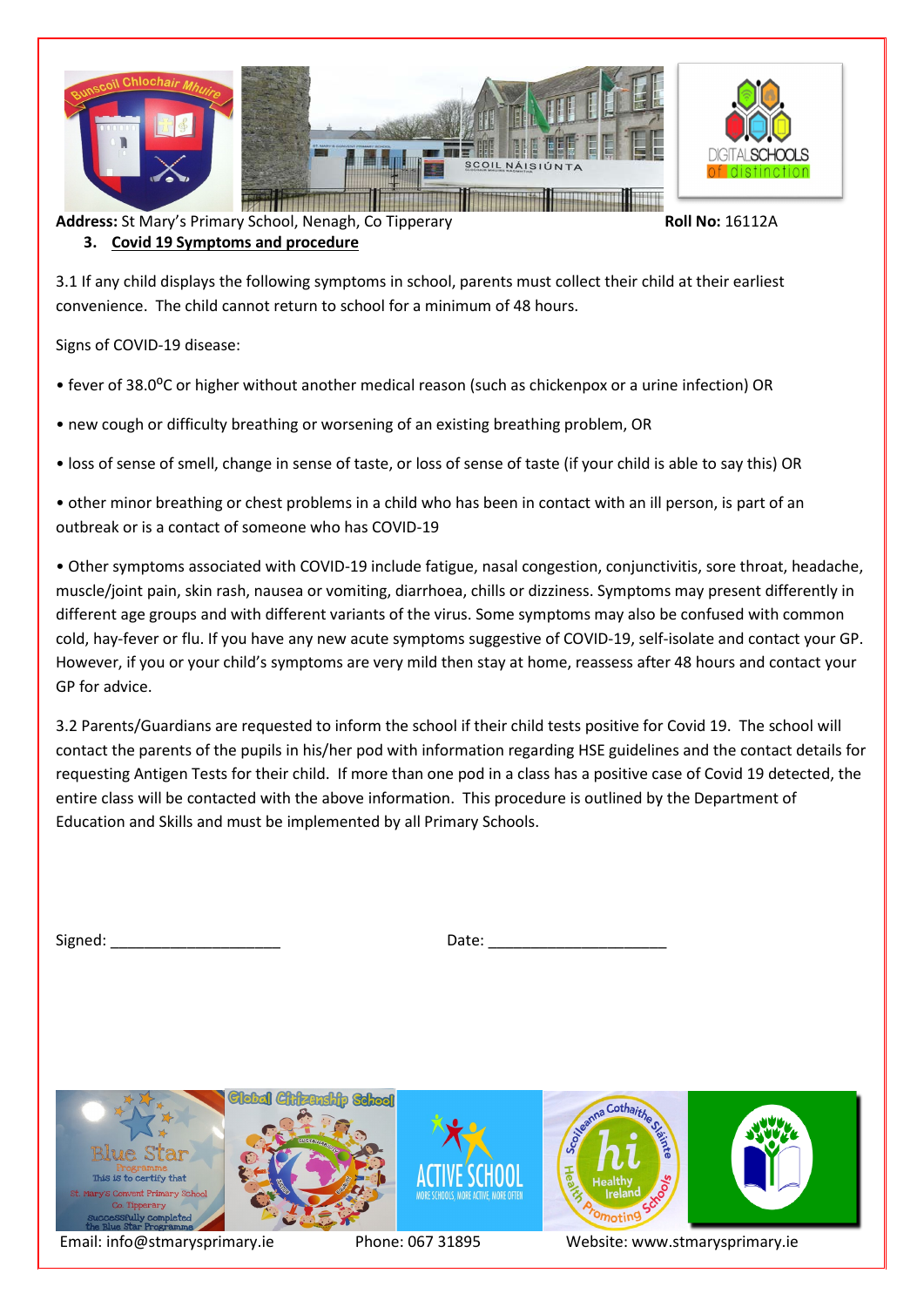**Address:** St Mary's Primary School, Nenagh, Co Tipperary **Roll No:** 16112A

### 3. Covid 19 Symptoms and procedure

3.1 If any child displays the following symptoms in school, parents must collect their child at their earliest convenience. The child cannot return to school for a minimum of 48 hours.

Signs of COVID-19 disease:

- fever of 38.0°C or higher without another medical reason (such as chickenpox or a urine infection) OR
- new cough or difficulty breathing or worsening of an existing breathing problem, OR
- loss of sense of smell, change in sense of taste, or loss of sense of taste (if your child is able to say this) OR
- other minor breathing or chest problems in a child who has been in contact with an ill person, is part of an outbreak or is a contact of someone who has COVID-19
- Other symptoms associated with COVID-19 include fatigue, nasal congestion, conjunctivitis, sore throat, headache, muscle/joint pain, skin rash, nausea or vomiting, diarrhoea, chills or dizziness. Symptoms may present differently in different age groups and with different variants of the virus. Some symptoms may also be confused with common cold, hay-fever or flu. If you have any new acute symptoms suggestive of COVID-19, self-isolate and contact your GP. However, if you or your child's symptoms are very mild then stay at home, reassess after 48 hours and contact your GP for advice.

3.2 Parents/Guardians are requested to inform the school if their child tests positive for Covid 19. The school will contact the parents of the pupils in his/her pod with information regarding HSE guidelines and the contact details for requesting Antigen Tests for their child. If more than one pod in a class has a positive case of Covid 19 detected, the entire class will be contacted with the above information. This procedure is outlined by the Department of Education and Skills and must be implemented by all Primary Schools.

Signed: ____________________ Date: _____________________

Email: info@stmarysprimary.ie Phone: 067 31895 Website: www.stmarysprimary.ie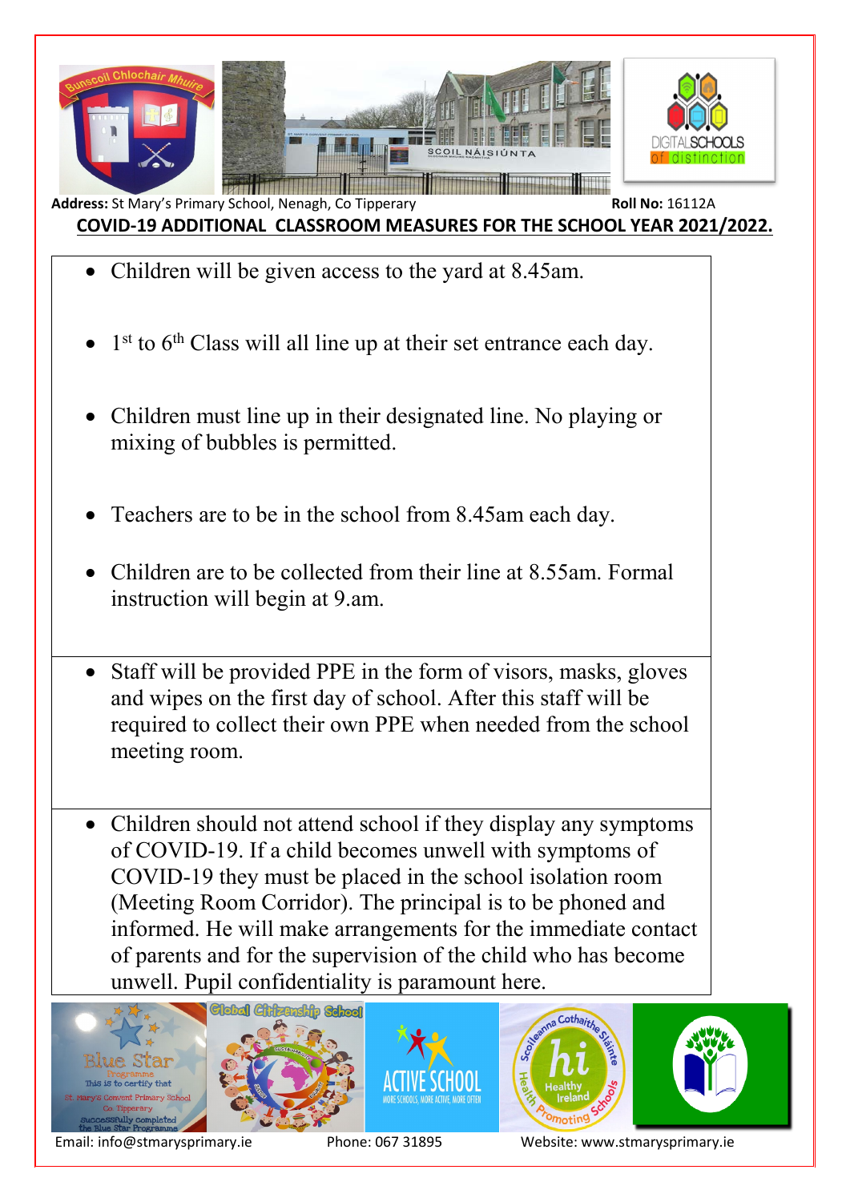**Address:** St Mary's Primary School, Nenagh, Co Tipperary **Roll No:** 16112A

**COVID-19 ADDITIONAL CLASSROOM MEASURES FOR THE SCHOOL YEAR 2021/2022.**

- Children will be given access to the yard at 8.45am.
- 1st to 6th Class will all line up at their set entrance each day.
- Children must line up in their designated line. No playing or mixing of bubbles is permitted.
- Teachers are to be in the school from 8.45am each day.
- Children are to be collected from their line at 8.55am. Formal instruction will begin at 9.am.

- Staff will be provided PPE in the form of visors, masks, gloves and wipes on the first day of school. After this staff will be required to collect their own PPE when needed from the school meeting room.

- Children should not attend school if they display any symptoms of COVID-19. If a child becomes unwell with symptoms of COVID-19 they must be placed in the school isolation room (Meeting Room Corridor). The principal is to be phoned and informed. He will make arrangements for the immediate contact of parents and for the supervision of the child who has become unwell. Pupil confidentiality is paramount here.

Email: info@stmarysprimary.ie Phone: 067 31895 Website: www.stmarysprimary.ie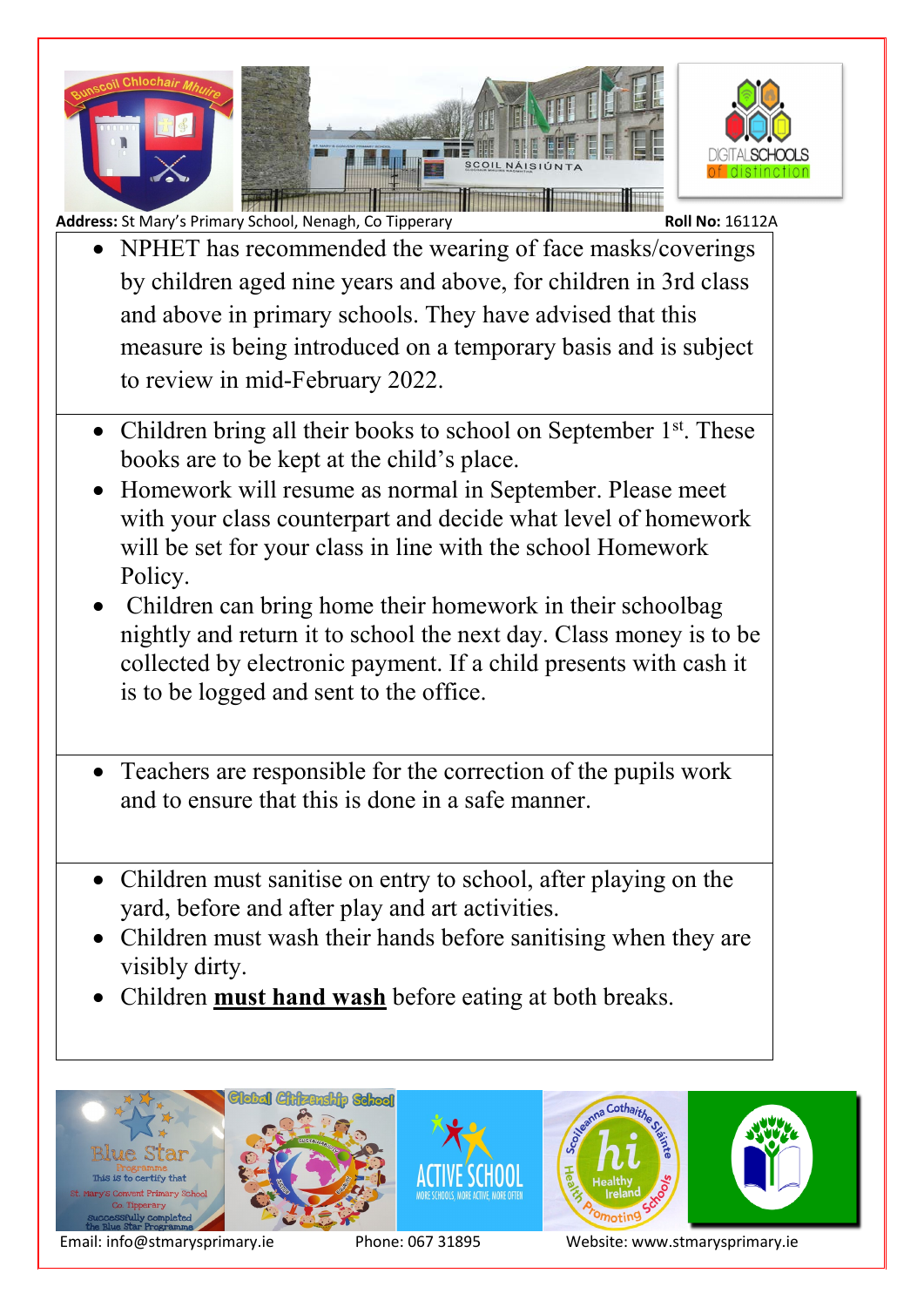- NPHET has recommended the wearing of face masks/coverings by children aged nine years and above, for children in 3rd class and above in primary schools. They have advised that this measure is being introduced on a temporary basis and is subject to review in mid-February 2022.

- Children bring all their books to school on September 1st. These books are to be kept at the child's place.
- Homework will resume as normal in September. Please meet with your class counterpart and decide what level of homework will be set for your class in line with the school Homework Policy.
- Children can bring home their homework in their schoolbag nightly and return it to school the next day. Class money is to be collected by electronic payment. If a child presents with cash it is to be logged and sent to the office.

- Teachers are responsible for the correction of the pupils work and to ensure that this is done in a safe manner.

- Children must sanitise on entry to school, after playing on the yard, before and after play and art activities.
- Children must wash their hands before sanitising when they are visibly dirty.
- Children **must hand wash** before eating at both breaks.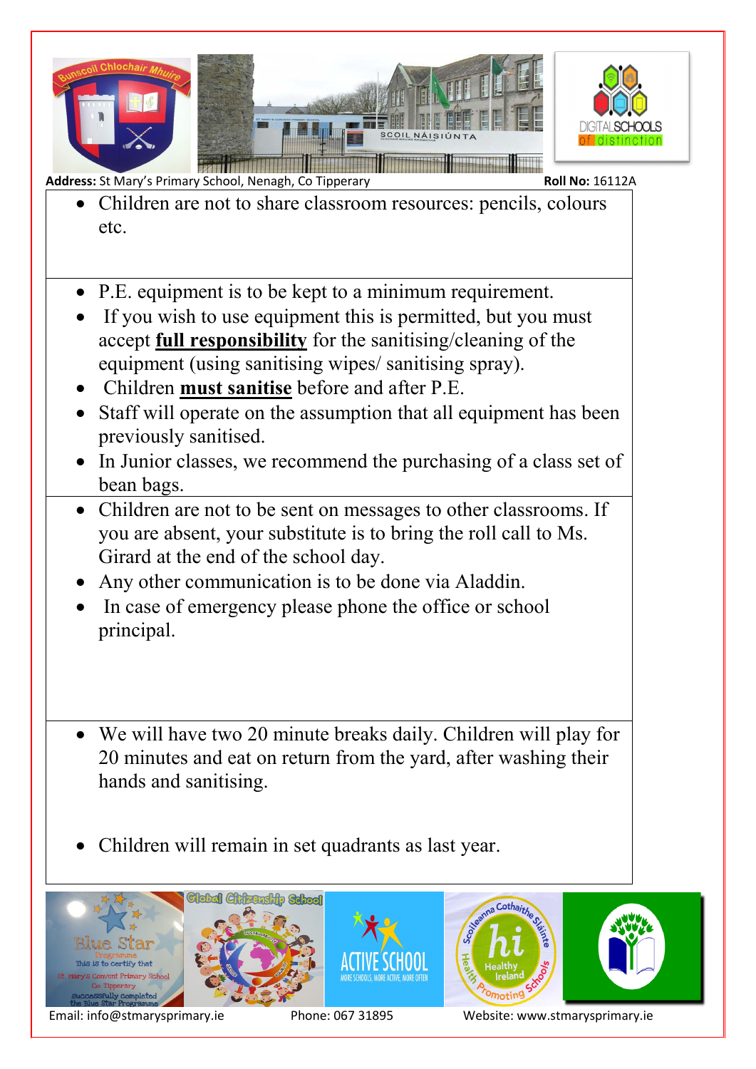- Children are not to share classroom resources: pencils, colours etc.

- P.E. equipment is to be kept to a minimum requirement.
- If you wish to use equipment this is permitted, but you must accept **full responsibility** for the sanitising/cleaning of the equipment (using sanitising wipes/ sanitising spray).
- Children **must sanitise** before and after P.E.
- Staff will operate on the assumption that all equipment has been previously sanitised.
- In Junior classes, we recommend the purchasing of a class set of bean bags.

- Children are not to be sent on messages to other classrooms. If you are absent, your substitute is to bring the roll call to Ms. Girard at the end of the school day.
- Any other communication is to be done via Aladdin.
- In case of emergency please phone the office or school principal.

- We will have two 20 minute breaks daily. Children will play for 20 minutes and eat on return from the yard, after washing their hands and sanitising.

- Children will remain in set quadrants as last year.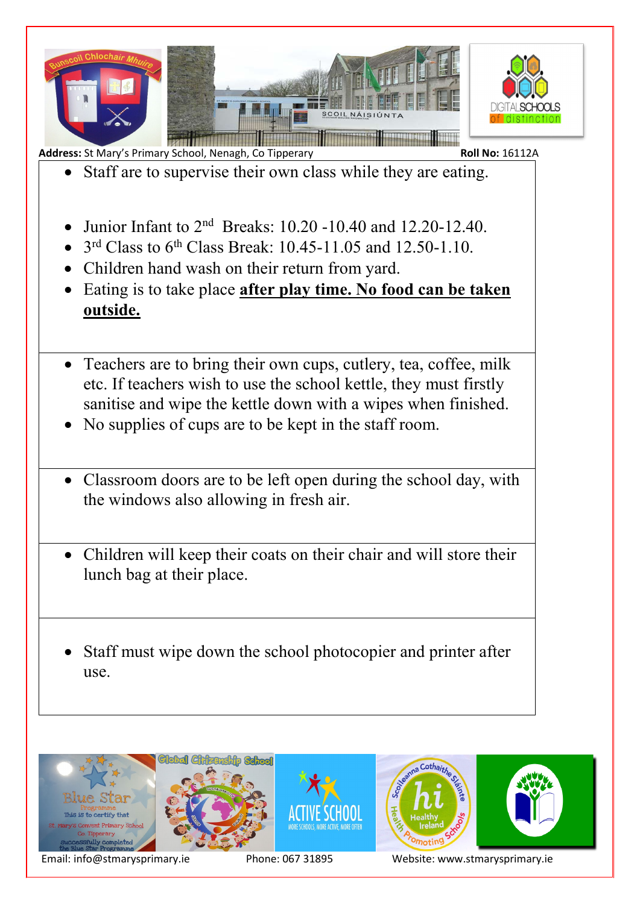- Staff are to supervise their own class while they are eating.

- Junior Infant to 2nd Breaks: 10.20 -10.40 and 12.20-12.40.
- 3rd Class to 6th Class Break: 10.45-11.05 and 12.50-1.10.
- Children hand wash on their return from yard.
- Eating is to take place **after play time. No food can be taken outside.**

- Teachers are to bring their own cups, cutlery, tea, coffee, milk etc. If teachers wish to use the school kettle, they must firstly sanitise and wipe the kettle down with a wipes when finished.
- No supplies of cups are to be kept in the staff room.

- Classroom doors are to be left open during the school day, with the windows also allowing in fresh air.

- Children will keep their coats on their chair and will store their lunch bag at their place.

- Staff must wipe down the school photocopier and printer after use.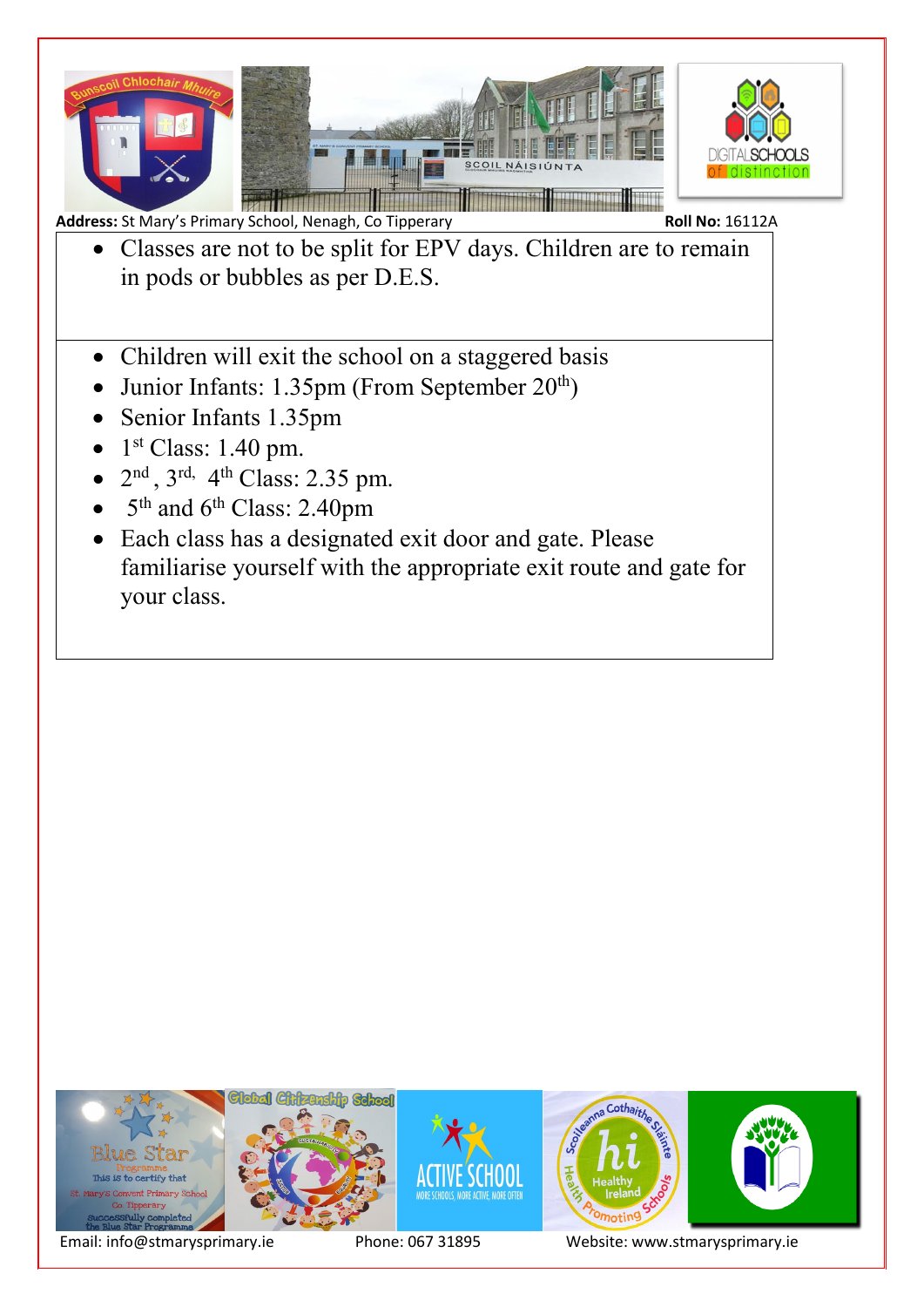- Classes are not to be split for EPV days. Children are to remain in pods or bubbles as per D.E.S.

- Children will exit the school on a staggered basis
- Junior Infants: 1.35pm (From September 20th)
- Senior Infants 1.35pm
- 1st Class: 1.40 pm.
- 2nd , 3rd, 4th Class: 2.35 pm.
- 5th and 6th Class: 2.40pm
- Each class has a designated exit door and gate. Please familiarise yourself with the appropriate exit route and gate for your class.